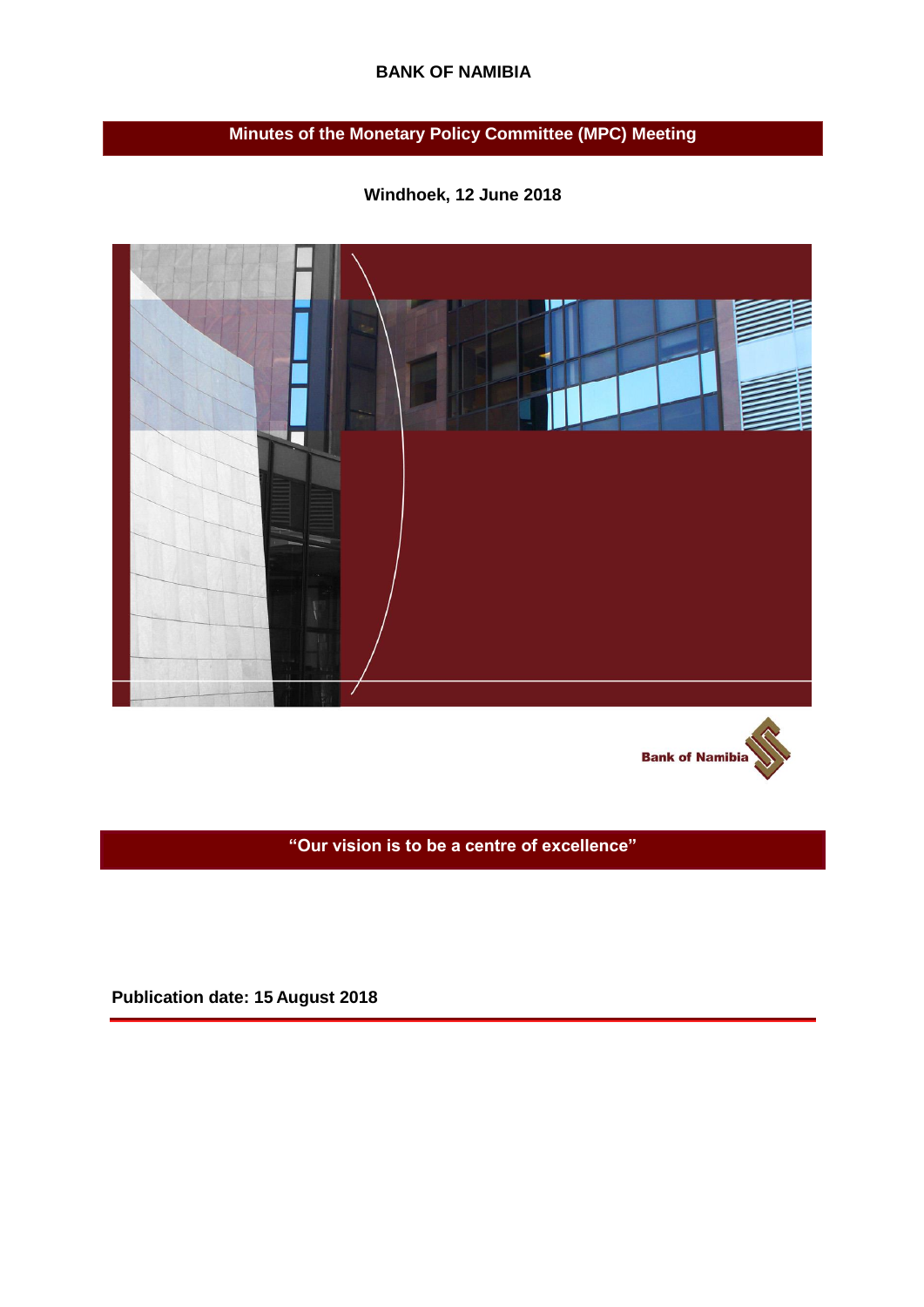**BANK OF NAMIBIA**

# Minutes of the Monetary Policy Committee (MPC) Meeting

**Windhoek, 12 June 2018**

Bank of Namibia

**"Our vision is to be a centre of excellence"**

**Publication date: 15 August 2018**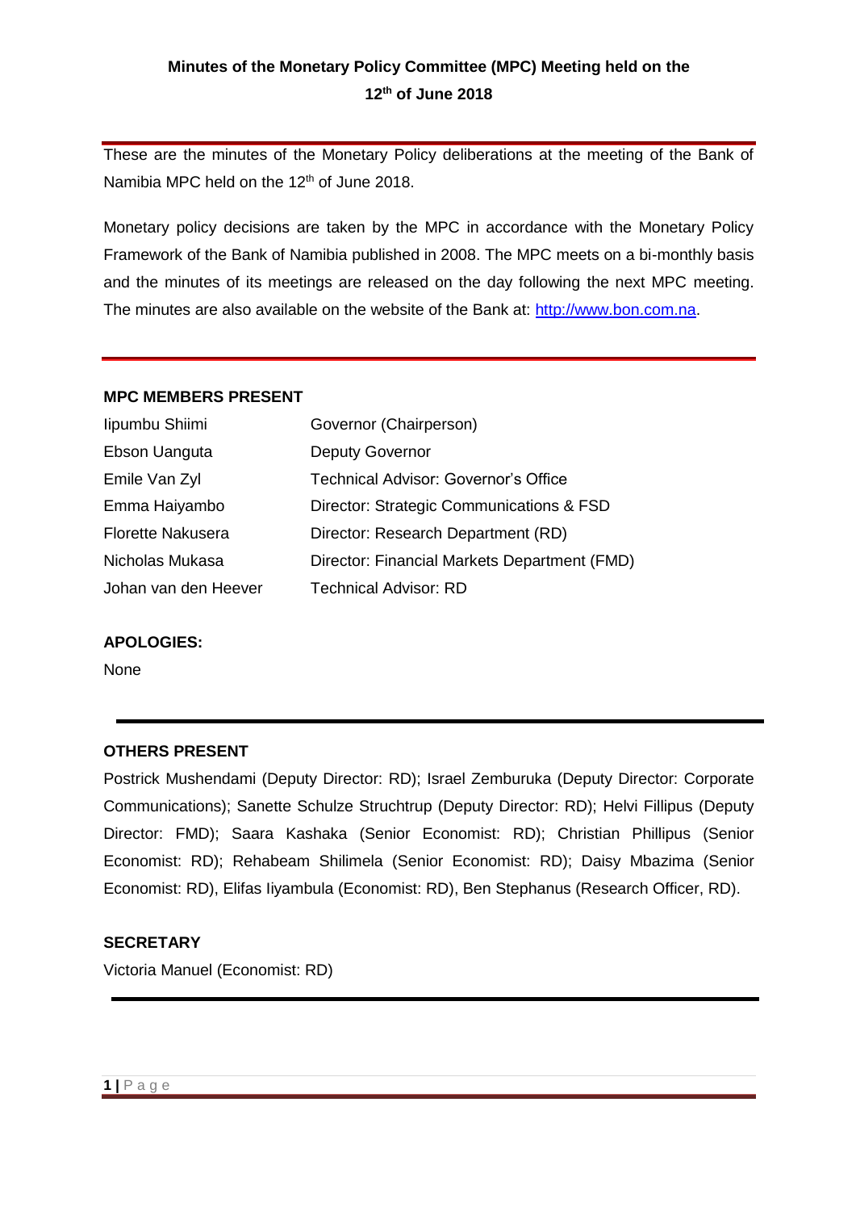**Minutes of the Monetary Policy Committee (MPC) Meeting held on the 12th of June 2018**

These are the minutes of the Monetary Policy deliberations at the meeting of the Bank of Namibia MPC held on the 12th of June 2018.

Monetary policy decisions are taken by the MPC in accordance with the Monetary Policy Framework of the Bank of Namibia published in 2008. The MPC meets on a bi-monthly basis and the minutes of its meetings are released on the day following the next MPC meeting. The minutes are also available on the website of the Bank at: http://www.bon.com.na.

**MPC MEMBERS PRESENT**

| | |
|---|---|
| Iipumbu Shiimi | Governor (Chairperson) |
| Ebson Uanguta | Deputy Governor |
| Emile Van Zyl | Technical Advisor: Governor's Office |
| Emma Haiyambo | Director: Strategic Communications & FSD |
| Florette Nakusera | Director: Research Department (RD) |
| Nicholas Mukasa | Director: Financial Markets Department (FMD) |
| Johan van den Heever | Technical Advisor: RD |

**APOLOGIES:**

None

**OTHERS PRESENT**

Postrick Mushendami (Deputy Director: RD); Israel Zemburuka (Deputy Director: Corporate Communications); Sanette Schulze Struchtrup (Deputy Director: RD); Helvi Fillipus (Deputy Director: FMD); Saara Kashaka (Senior Economist: RD); Christian Phillipus (Senior Economist: RD); Rehabeam Shilimela (Senior Economist: RD); Daisy Mbazima (Senior Economist: RD), Elifas Iiyambula (Economist: RD), Ben Stephanus (Research Officer, RD).

**SECRETARY**

Victoria Manuel (Economist: RD)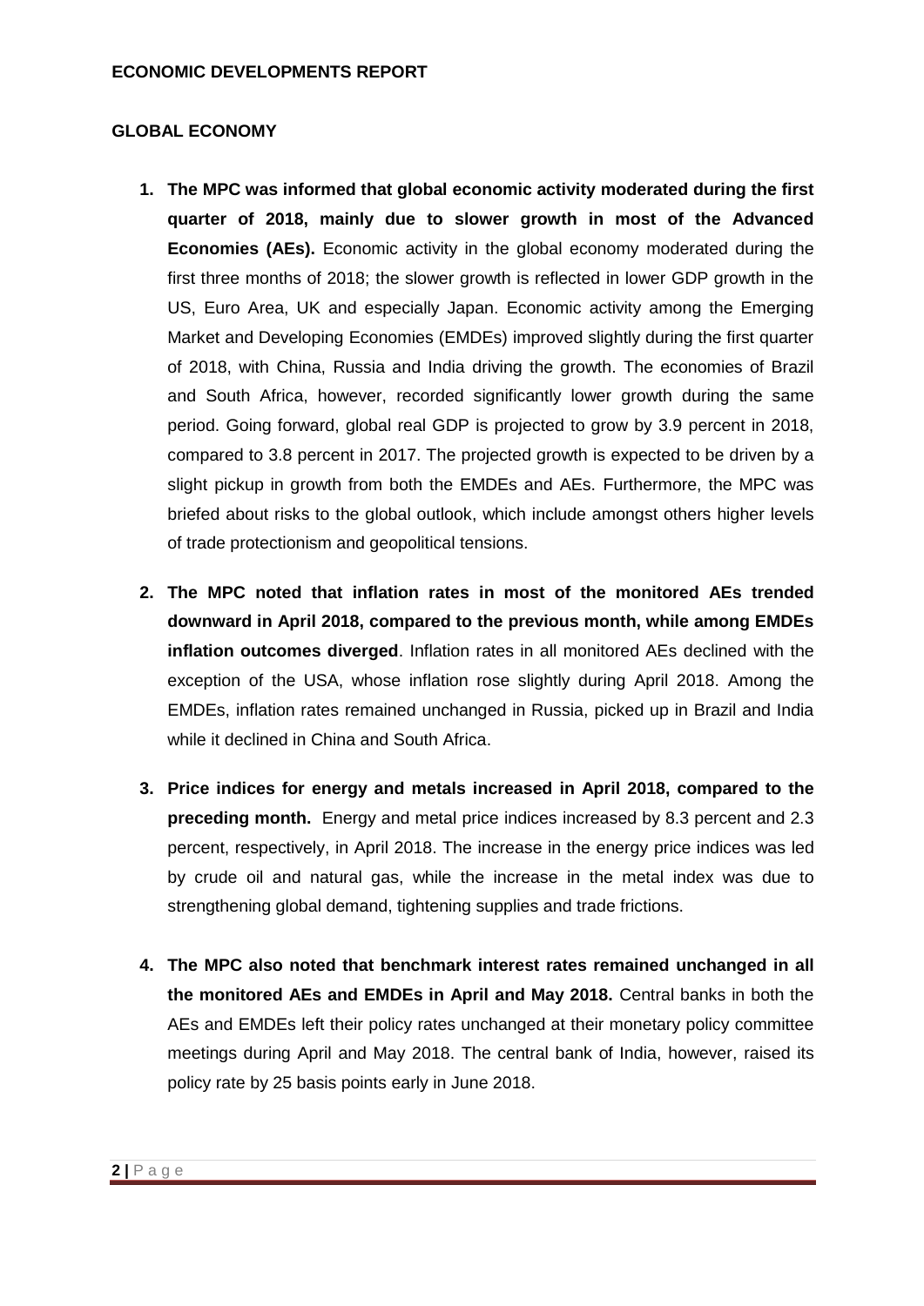## ECONOMIC DEVELOPMENTS REPORT

### GLOBAL ECONOMY

1. **The MPC was informed that global economic activity moderated during the first quarter of 2018, mainly due to slower growth in most of the Advanced Economies (AEs).** Economic activity in the global economy moderated during the first three months of 2018; the slower growth is reflected in lower GDP growth in the US, Euro Area, UK and especially Japan. Economic activity among the Emerging Market and Developing Economies (EMDEs) improved slightly during the first quarter of 2018, with China, Russia and India driving the growth. The economies of Brazil and South Africa, however, recorded significantly lower growth during the same period. Going forward, global real GDP is projected to grow by 3.9 percent in 2018, compared to 3.8 percent in 2017. The projected growth is expected to be driven by a slight pickup in growth from both the EMDEs and AEs. Furthermore, the MPC was briefed about risks to the global outlook, which include amongst others higher levels of trade protectionism and geopolitical tensions.

2. **The MPC noted that inflation rates in most of the monitored AEs trended downward in April 2018, compared to the previous month, while among EMDEs inflation outcomes diverged**. Inflation rates in all monitored AEs declined with the exception of the USA, whose inflation rose slightly during April 2018. Among the EMDEs, inflation rates remained unchanged in Russia, picked up in Brazil and India while it declined in China and South Africa.

3. **Price indices for energy and metals increased in April 2018, compared to the preceding month.** Energy and metal price indices increased by 8.3 percent and 2.3 percent, respectively, in April 2018. The increase in the energy price indices was led by crude oil and natural gas, while the increase in the metal index was due to strengthening global demand, tightening supplies and trade frictions.

4. **The MPC also noted that benchmark interest rates remained unchanged in all the monitored AEs and EMDEs in April and May 2018.** Central banks in both the AEs and EMDEs left their policy rates unchanged at their monetary policy committee meetings during April and May 2018. The central bank of India, however, raised its policy rate by 25 basis points early in June 2018.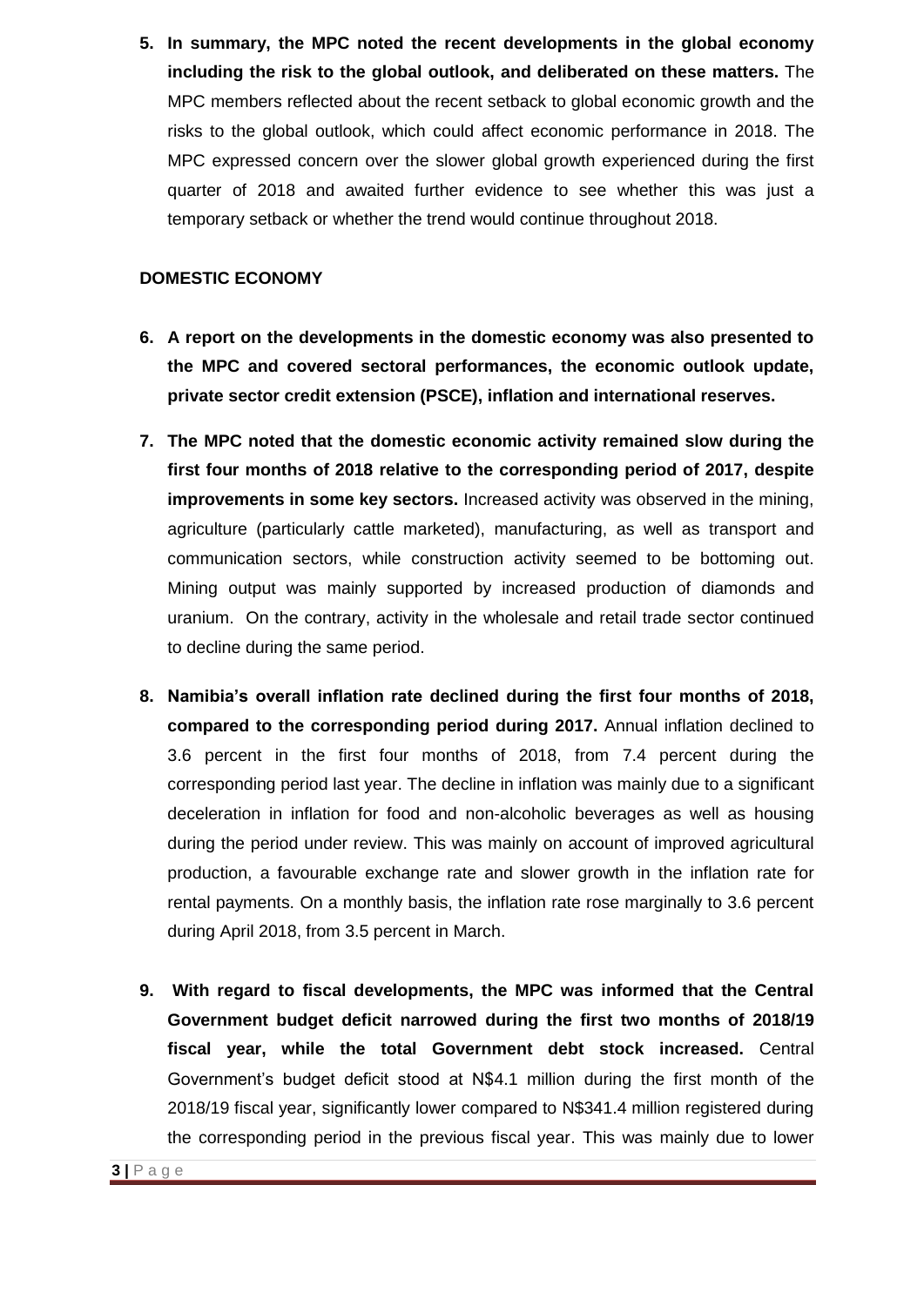5. **In summary, the MPC noted the recent developments in the global economy including the risk to the global outlook, and deliberated on these matters.** The MPC members reflected about the recent setback to global economic growth and the risks to the global outlook, which could affect economic performance in 2018. The MPC expressed concern over the slower global growth experienced during the first quarter of 2018 and awaited further evidence to see whether this was just a temporary setback or whether the trend would continue throughout 2018.

**DOMESTIC ECONOMY**

6. **A report on the developments in the domestic economy was also presented to the MPC and covered sectoral performances, the economic outlook update, private sector credit extension (PSCE), inflation and international reserves.**

7. **The MPC noted that the domestic economic activity remained slow during the first four months of 2018 relative to the corresponding period of 2017, despite improvements in some key sectors.** Increased activity was observed in the mining, agriculture (particularly cattle marketed), manufacturing, as well as transport and communication sectors, while construction activity seemed to be bottoming out. Mining output was mainly supported by increased production of diamonds and uranium. On the contrary, activity in the wholesale and retail trade sector continued to decline during the same period.

8. **Namibia's overall inflation rate declined during the first four months of 2018, compared to the corresponding period during 2017.** Annual inflation declined to 3.6 percent in the first four months of 2018, from 7.4 percent during the corresponding period last year. The decline in inflation was mainly due to a significant deceleration in inflation for food and non-alcoholic beverages as well as housing during the period under review. This was mainly on account of improved agricultural production, a favourable exchange rate and slower growth in the inflation rate for rental payments. On a monthly basis, the inflation rate rose marginally to 3.6 percent during April 2018, from 3.5 percent in March.

9. **With regard to fiscal developments, the MPC was informed that the Central Government budget deficit narrowed during the first two months of 2018/19 fiscal year, while the total Government debt stock increased.** Central Government's budget deficit stood at N$4.1 million during the first month of the 2018/19 fiscal year, significantly lower compared to N$341.4 million registered during the corresponding period in the previous fiscal year. This was mainly due to lower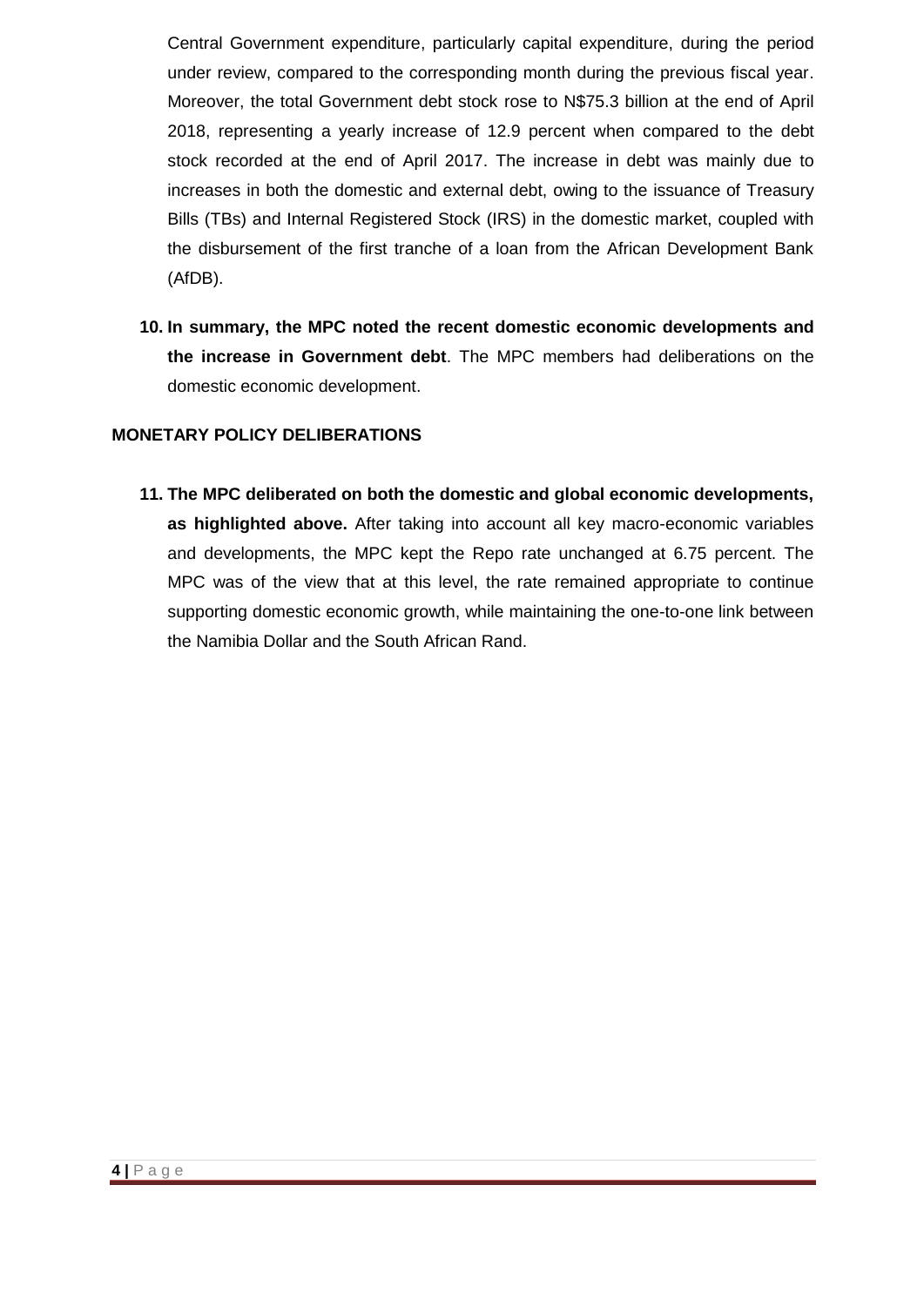Central Government expenditure, particularly capital expenditure, during the period under review, compared to the corresponding month during the previous fiscal year. Moreover, the total Government debt stock rose to N$75.3 billion at the end of April 2018, representing a yearly increase of 12.9 percent when compared to the debt stock recorded at the end of April 2017. The increase in debt was mainly due to increases in both the domestic and external debt, owing to the issuance of Treasury Bills (TBs) and Internal Registered Stock (IRS) in the domestic market, coupled with the disbursement of the first tranche of a loan from the African Development Bank (AfDB).

10. **In summary, the MPC noted the recent domestic economic developments and the increase in Government debt**. The MPC members had deliberations on the domestic economic development.

## MONETARY POLICY DELIBERATIONS

11. **The MPC deliberated on both the domestic and global economic developments, as highlighted above.** After taking into account all key macro-economic variables and developments, the MPC kept the Repo rate unchanged at 6.75 percent. The MPC was of the view that at this level, the rate remained appropriate to continue supporting domestic economic growth, while maintaining the one-to-one link between the Namibia Dollar and the South African Rand.